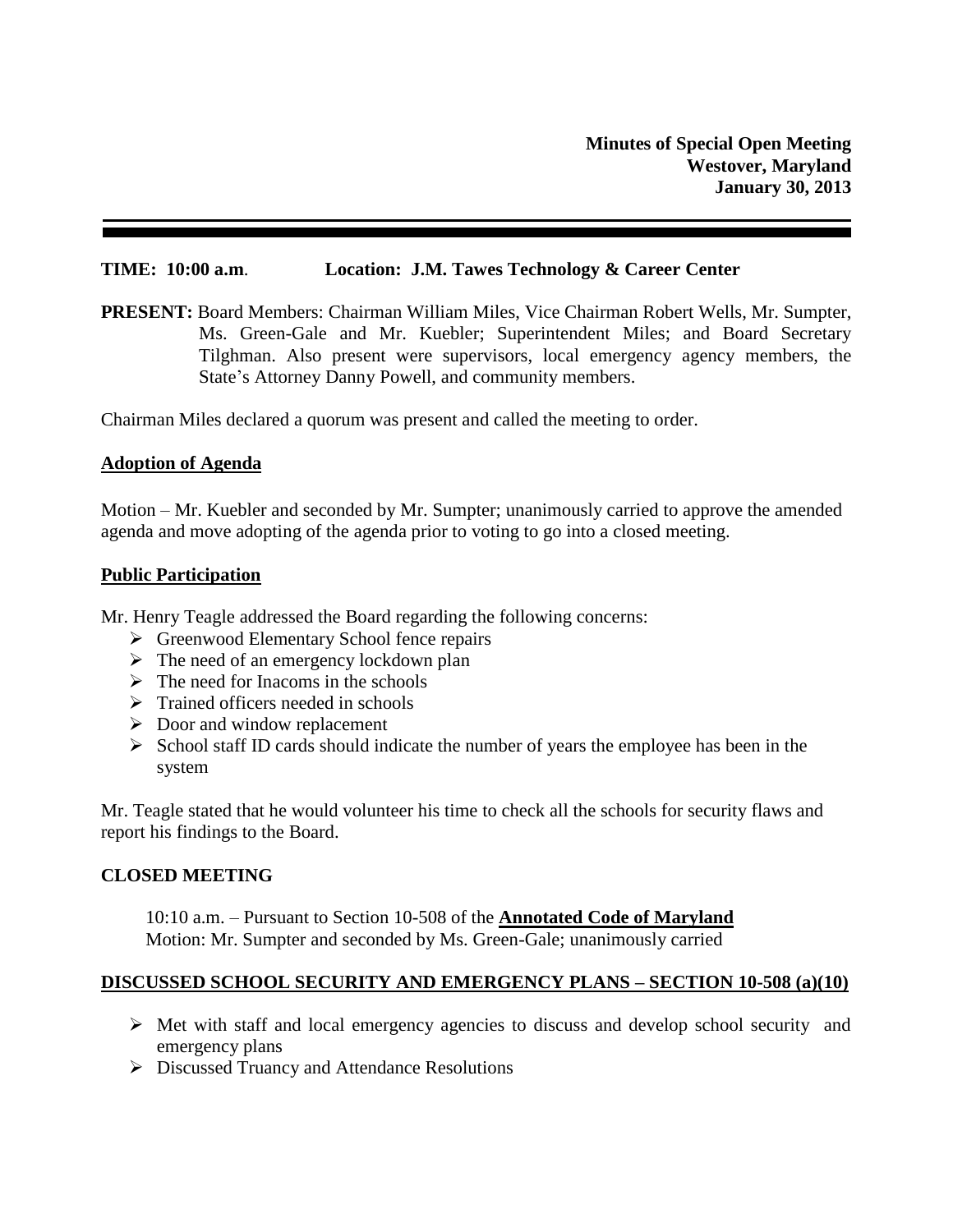**Minutes of Special Open Meeting**
**Westover, Maryland**
**January 30, 2013**

---

**TIME: 10:00 a.m**. **Location: J.M. Tawes Technology & Career Center**

**PRESENT:** Board Members: Chairman William Miles, Vice Chairman Robert Wells, Mr. Sumpter, Ms. Green-Gale and Mr. Kuebler; Superintendent Miles; and Board Secretary Tilghman. Also present were supervisors, local emergency agency members, the State's Attorney Danny Powell, and community members.

Chairman Miles declared a quorum was present and called the meeting to order.

## Adoption of Agenda

Motion – Mr. Kuebler and seconded by Mr. Sumpter; unanimously carried to approve the amended agenda and move adopting of the agenda prior to voting to go into a closed meeting.

## Public Participation

Mr. Henry Teagle addressed the Board regarding the following concerns:

- Greenwood Elementary School fence repairs
- The need of an emergency lockdown plan
- The need for Inacoms in the schools
- Trained officers needed in schools
- Door and window replacement
- School staff ID cards should indicate the number of years the employee has been in the system

Mr. Teagle stated that he would volunteer his time to check all the schools for security flaws and report his findings to the Board.

## CLOSED MEETING

10:10 a.m. – Pursuant to Section 10-508 of the **Annotated Code of Maryland**
Motion: Mr. Sumpter and seconded by Ms. Green-Gale; unanimously carried

## DISCUSSED SCHOOL SECURITY AND EMERGENCY PLANS – SECTION 10-508 (a)(10)

- Met with staff and local emergency agencies to discuss and develop school security and emergency plans
- Discussed Truancy and Attendance Resolutions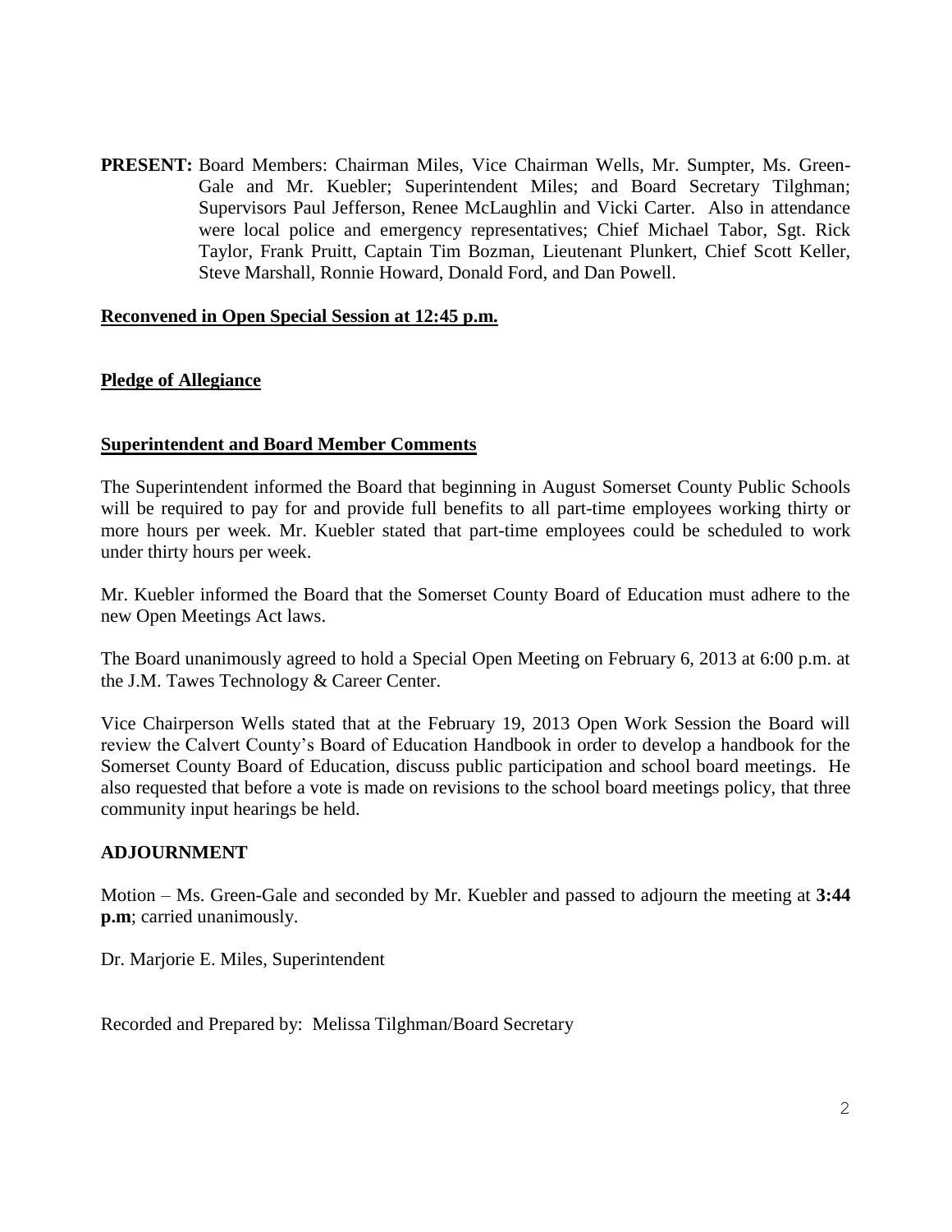**PRESENT:** Board Members: Chairman Miles, Vice Chairman Wells, Mr. Sumpter, Ms. Green-Gale and Mr. Kuebler; Superintendent Miles; and Board Secretary Tilghman; Supervisors Paul Jefferson, Renee McLaughlin and Vicki Carter. Also in attendance were local police and emergency representatives; Chief Michael Tabor, Sgt. Rick Taylor, Frank Pruitt, Captain Tim Bozman, Lieutenant Plunkert, Chief Scott Keller, Steve Marshall, Ronnie Howard, Donald Ford, and Dan Powell.

**Reconvened in Open Special Session at 12:45 p.m.**

**Pledge of Allegiance**

**Superintendent and Board Member Comments**

The Superintendent informed the Board that beginning in August Somerset County Public Schools will be required to pay for and provide full benefits to all part-time employees working thirty or more hours per week. Mr. Kuebler stated that part-time employees could be scheduled to work under thirty hours per week.

Mr. Kuebler informed the Board that the Somerset County Board of Education must adhere to the new Open Meetings Act laws.

The Board unanimously agreed to hold a Special Open Meeting on February 6, 2013 at 6:00 p.m. at the J.M. Tawes Technology & Career Center.

Vice Chairperson Wells stated that at the February 19, 2013 Open Work Session the Board will review the Calvert County's Board of Education Handbook in order to develop a handbook for the Somerset County Board of Education, discuss public participation and school board meetings. He also requested that before a vote is made on revisions to the school board meetings policy, that three community input hearings be held.

**ADJOURNMENT**

Motion – Ms. Green-Gale and seconded by Mr. Kuebler and passed to adjourn the meeting at **3:44 p.m**; carried unanimously.

Dr. Marjorie E. Miles, Superintendent

Recorded and Prepared by: Melissa Tilghman/Board Secretary